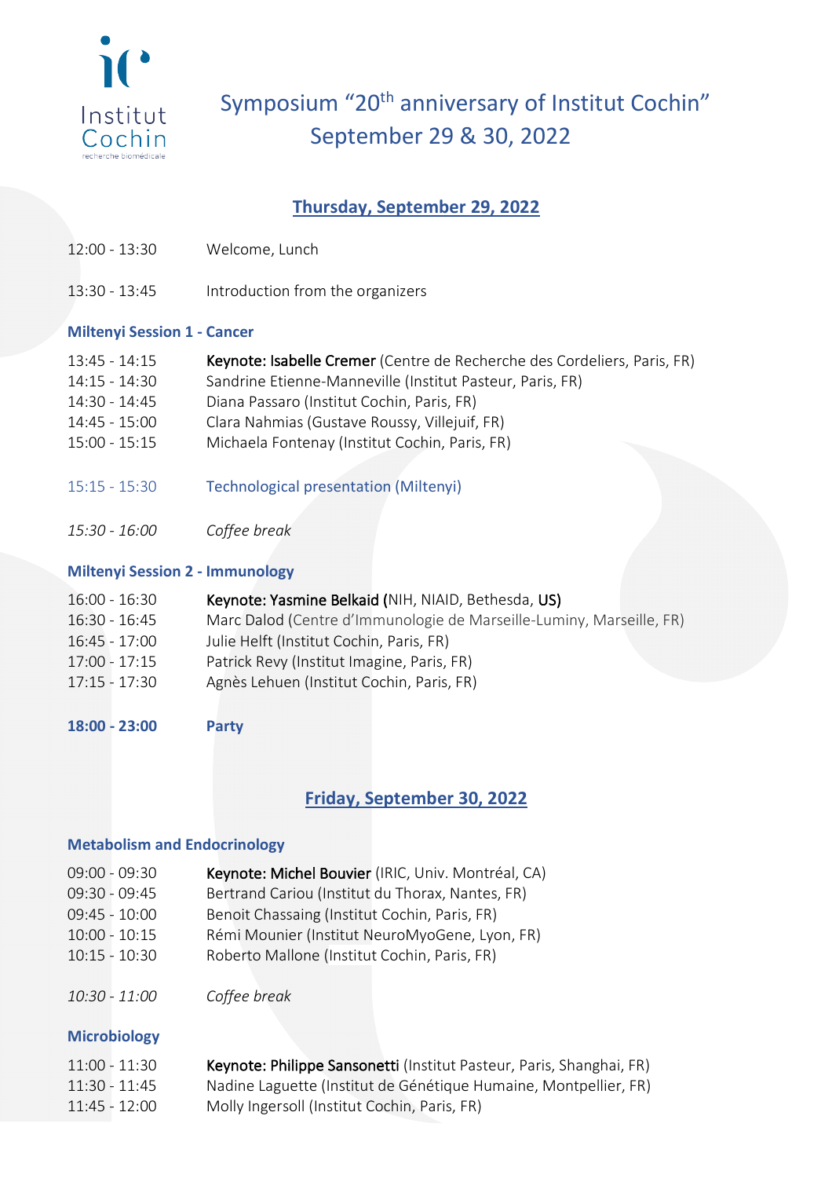# Symposium "20th anniversary of Institut Cochin"
## September 29 & 30, 2022

## Thursday, September 29, 2022

12:00 - 13:30 Welcome, Lunch

13:30 - 13:45 Introduction from the organizers

### Miltenyi Session 1 - Cancer

13:45 - 14:15 **Keynote: Isabelle Cremer** (Centre de Recherche des Cordeliers, Paris, FR)
14:15 - 14:30 Sandrine Etienne-Manneville (Institut Pasteur, Paris, FR)
14:30 - 14:45 Diana Passaro (Institut Cochin, Paris, FR)
14:45 - 15:00 Clara Nahmias (Gustave Roussy, Villejuif, FR)
15:00 - 15:15 Michaela Fontenay (Institut Cochin, Paris, FR)

15:15 - 15:30 Technological presentation (Miltenyi)

*15:30 - 16:00 Coffee break*

### Miltenyi Session 2 - Immunology

16:00 - 16:30 **Keynote: Yasmine Belkaid** (NIH, NIAID, Bethesda, US)
16:30 - 16:45 Marc Dalod (Centre d'Immunologie de Marseille-Luminy, Marseille, FR)
16:45 - 17:00 Julie Helft (Institut Cochin, Paris, FR)
17:00 - 17:15 Patrick Revy (Institut Imagine, Paris, FR)
17:15 - 17:30 Agnès Lehuen (Institut Cochin, Paris, FR)

**18:00 - 23:00 Party**

## Friday, September 30, 2022

### Metabolism and Endocrinology

09:00 - 09:30 **Keynote: Michel Bouvier** (IRIC, Univ. Montréal, CA)
09:30 - 09:45 Bertrand Cariou (Institut du Thorax, Nantes, FR)
09:45 - 10:00 Benoit Chassaing (Institut Cochin, Paris, FR)
10:00 - 10:15 Rémi Mounier (Institut NeuroMyoGene, Lyon, FR)
10:15 - 10:30 Roberto Mallone (Institut Cochin, Paris, FR)

*10:30 - 11:00 Coffee break*

### Microbiology

11:00 - 11:30 **Keynote: Philippe Sansonetti** (Institut Pasteur, Paris, Shanghai, FR)
11:30 - 11:45 Nadine Laguette (Institut de Génétique Humaine, Montpellier, FR)
11:45 - 12:00 Molly Ingersoll (Institut Cochin, Paris, FR)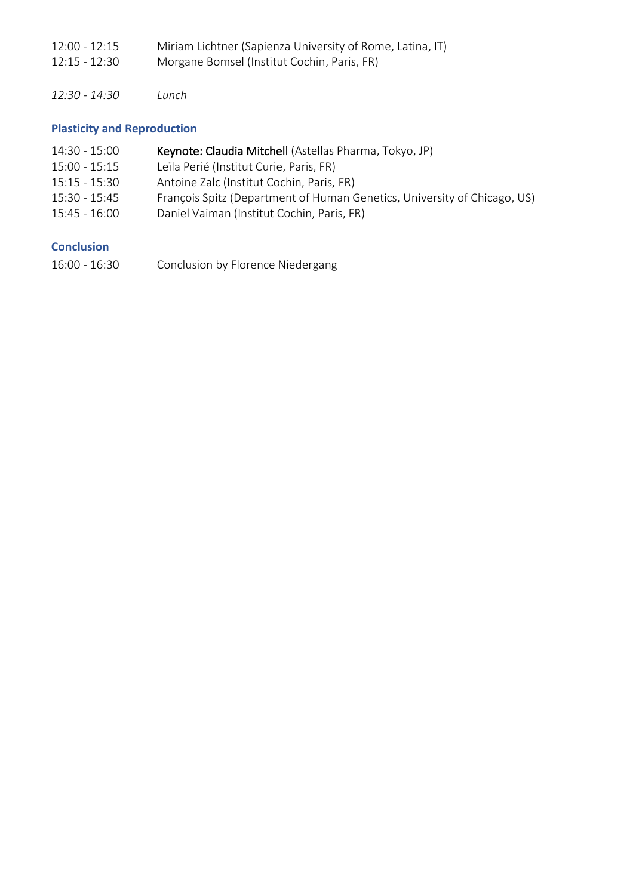12:00 - 12:15 Miriam Lichtner (Sapienza University of Rome, Latina, IT)
12:15 - 12:30 Morgane Bomsel (Institut Cochin, Paris, FR)

*12:30 - 14:30* *Lunch*

### Plasticity and Reproduction

14:30 - 15:00 **Keynote: Claudia Mitchell** (Astellas Pharma, Tokyo, JP)
15:00 - 15:15 Leïla Perié (Institut Curie, Paris, FR)
15:15 - 15:30 Antoine Zalc (Institut Cochin, Paris, FR)
15:30 - 15:45 François Spitz (Department of Human Genetics, University of Chicago, US)
15:45 - 16:00 Daniel Vaiman (Institut Cochin, Paris, FR)

### Conclusion

16:00 - 16:30 Conclusion by Florence Niedergang